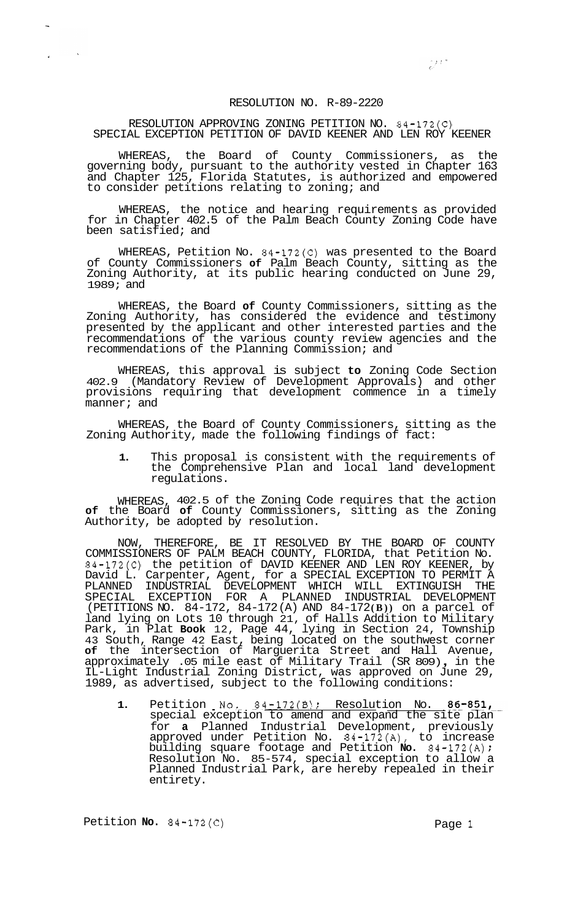# RESOLUTION NO. R-89-2220

## RESOLUTION APPROVING ZONING PETITION NO. 84-172(C) SPECIAL EXCEPTION PETITION OF DAVID KEENER AND LEN ROY KEENER

WHEREAS, the Board of County Commissioners, as the governing body, pursuant to the authority vested in Chapter 163 and Chapter 125, Florida Statutes, is authorized and empowered to consider petitions relating to zoning; and

WHEREAS, the notice and hearing requirements as provided for in Chapter 402.5 of the Palm Beach County Zoning Code have been satisfied; and

WHEREAS, Petition No. 84-172(C) was presented to the Board of County Commissioners of Palm Beach County, sitting as the Zoning Authority, at its public hearing conducted on June 29, 1989; and

WHEREAS, the Board of County Commissioners, sitting as the Zoning Authority, has considered the evidence and testimony presented by the applicant and other interested parties and the recommendations of the various county review agencies and the recommendations of the Planning Commission; and

WHEREAS, this approval is subject to Zoning Code Section 402.9 (Mandatory Review of Development Approvals) and other provisions requiring that development commence in a timely manner; and

WHEREAS, the Board of County Commissioners, sitting as the Zoning Authority, made the following findings of fact:

1. This proposal is consistent with the requirements of the Comprehensive Plan and local land development regulations.

WHEREAS, 402.5 of the Zoning Code requires that the action of the Board of County Commissioners, sitting as the Zoning Authority, be adopted by resolution.

NOW, THEREFORE, BE IT RESOLVED BY THE BOARD OF COUNTY COMMISSIONERS OF PALM BEACH COUNTY, FLORIDA, that Petition No. 84-172(C) the petition of DAVID KEENER AND LEN ROY KEENER, by David L. Carpenter, Agent, for a SPECIAL EXCEPTION TO PERMIT A PLANNED INDUSTRIAL DEVELOPMENT WHICH WILL EXTINGUISH THE SPECIAL EXCEPTION FOR A PLANNED INDUSTRIAL DEVELOPMENT (PETITIONS NO. 84-172, 84-172(A) AND 84-172(B)) on a parcel of land lying on Lots 10 through 21, of Halls Addition to Military Park, in Plat Book 12, Page 44, lying in Section 24, Township 43 South, Range 42 East, being located on the southwest corner of the intersection of Marguerita Street and Hall Avenue, approximately .05 mile east of Military Trail (SR 809), in the IL-Light Industrial Zoning District, was approved on June 29, 1989, as advertised, subject to the following conditions:

1. Petition No. 84-172(B); Resolution No. 86-851, special exception to amend and expand the site plan for a Planned Industrial Development, previously approved under Petition No. 84-172(A), to increase building square footage and Petition No. 84-172(A); Resolution No. 85-574, special exception to allow a Planned Industrial Park, are hereby repealed in their entirety.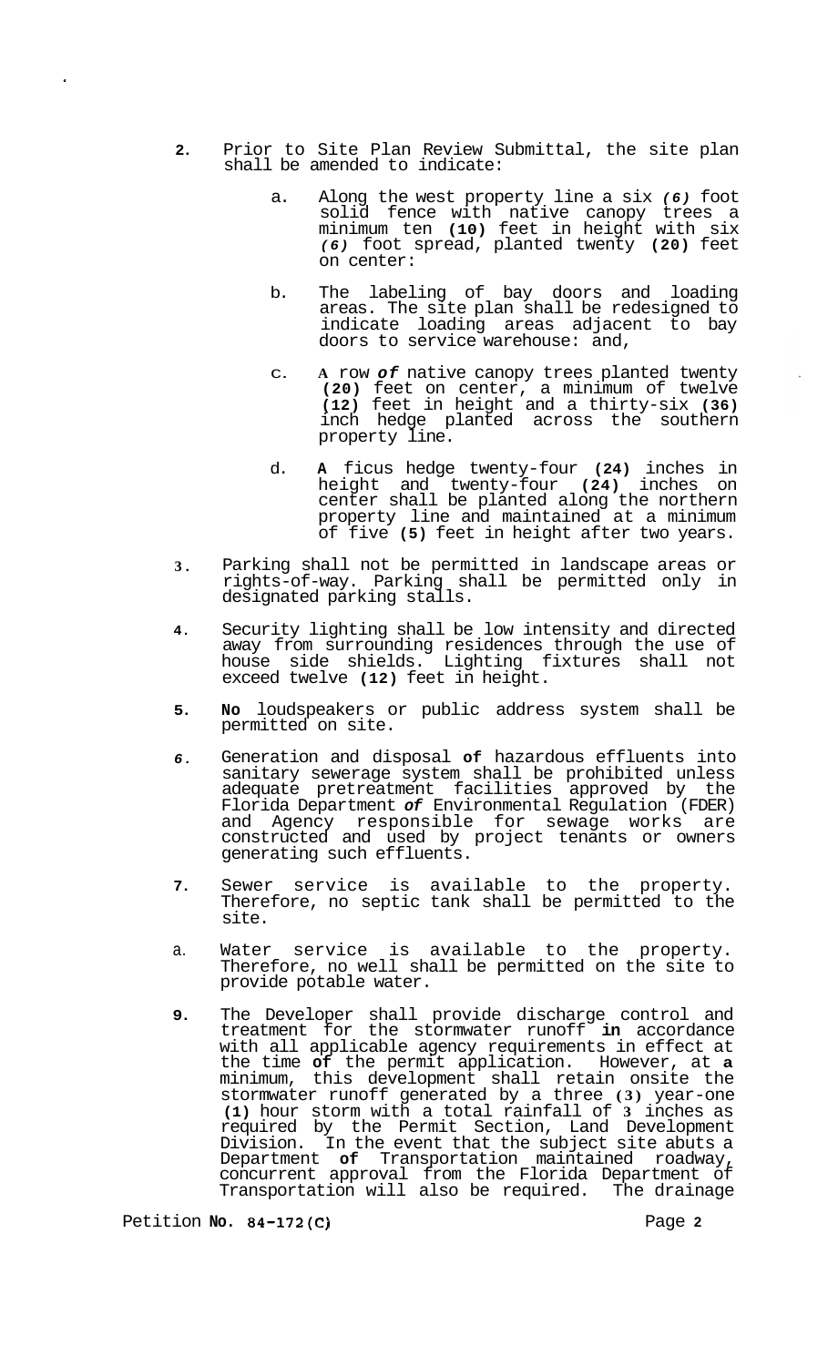2. Prior to Site Plan Review Submittal, the site plan shall be amended to indicate:

   a. Along the west property line a six *(6)* foot solid fence with native canopy trees a minimum ten **(10)** feet in height with six *(6)* foot spread, planted twenty **(20)** feet on center:

   b. The labeling of bay doors and loading areas. The site plan shall be redesigned to indicate loading areas adjacent to bay doors to service warehouse: and,

   c. **A** row ***of*** native canopy trees planted twenty **(20)** feet on center, a minimum of twelve **(12)** feet in height and a thirty-six **(36)** inch hedge planted across the southern property line.

   d. **A** ficus hedge twenty-four **(24)** inches in height and twenty-four **(24)** inches on center shall be planted along the northern property line and maintained at a minimum of five **(5)** feet in height after two years.

3. Parking shall not be permitted in landscape areas or rights-of-way. Parking shall be permitted only in designated parking stalls.

4. Security lighting shall be low intensity and directed away from surrounding residences through the use of house side shields. Lighting fixtures shall not exceed twelve **(12)** feet in height.

5. **No** loudspeakers or public address system shall be permitted on site.

6. Generation and disposal **of** hazardous effluents into sanitary sewerage system shall be prohibited unless adequate pretreatment facilities approved by the Florida Department ***of*** Environmental Regulation (FDER) and Agency responsible for sewage works are constructed and used by project tenants or owners generating such effluents.

7. Sewer service is available to the property. Therefore, no septic tank shall be permitted to the site.

8. Water service is available to the property. Therefore, no well shall be permitted on the site to provide potable water.

9. The Developer shall provide discharge control and treatment for the stormwater runoff **in** accordance with all applicable agency requirements in effect at the time **of** the permit application. However, at **a** minimum, this development shall retain onsite the stormwater runoff generated by a three **(3)** year-one **(1)** hour storm with a total rainfall of **3** inches as required by the Permit Section, Land Development Division. In the event that the subject site abuts a Department **of** Transportation maintained roadway, concurrent approval from the Florida Department of Transportation will also be required. The drainage

Petition **No. 84-172(C)**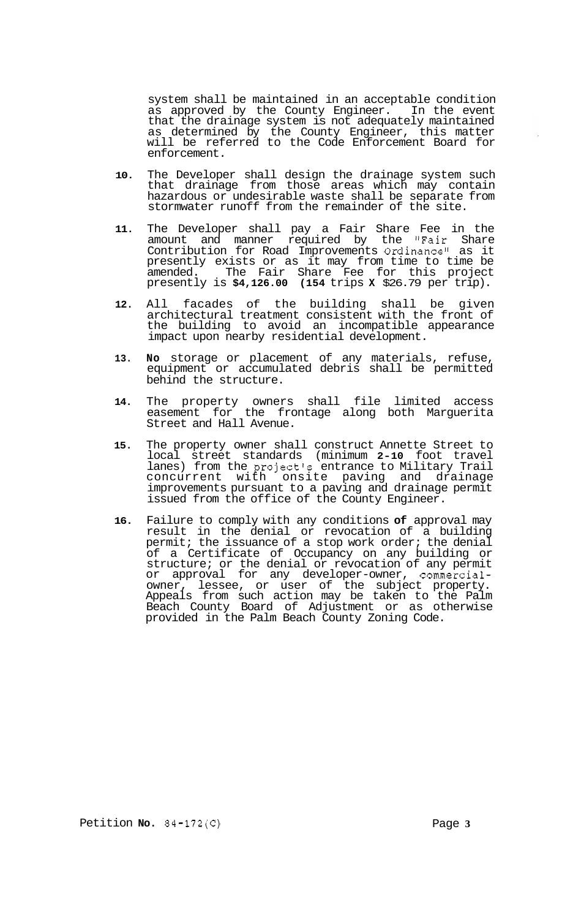system shall be maintained in an acceptable condition as approved by the County Engineer. In the event that the drainage system is not adequately maintained as determined by the County Engineer, this matter will be referred to the Code Enforcement Board for enforcement.

10. The Developer shall design the drainage system such that drainage from those areas which may contain hazardous or undesirable waste shall be separate from stormwater runoff from the remainder of the site.

11. The Developer shall pay a Fair Share Fee in the amount and manner required by the "Fair Share Contribution for Road Improvements Ordinance" as it presently exists or as it may from time to time be amended. The Fair Share Fee for this project presently is **$4,126.00 (154** trips **X** $26.79 per trip).

12. All facades of the building shall be given architectural treatment consistent with the front of the building to avoid an incompatible appearance impact upon nearby residential development.

13. **No** storage or placement of any materials, refuse, equipment or accumulated debris shall be permitted behind the structure.

14. The property owners shall file limited access easement for the frontage along both Marguerita Street and Hall Avenue.

15. The property owner shall construct Annette Street to local street standards (minimum **2-10** foot travel lanes) from the project's entrance to Military Trail concurrent with onsite paving and drainage improvements pursuant to a paving and drainage permit issued from the office of the County Engineer.

16. Failure to comply with any conditions **of** approval may result in the denial or revocation of a building permit; the issuance of a stop work order; the denial of a Certificate of Occupancy on any building or structure; or the denial or revocation of any permit or approval for any developer-owner, commercial-owner, lessee, or user of the subject property. Appeals from such action may be taken to the Palm Beach County Board of Adjustment or as otherwise provided in the Palm Beach County Zoning Code.

Petition **No.** 84-172(C)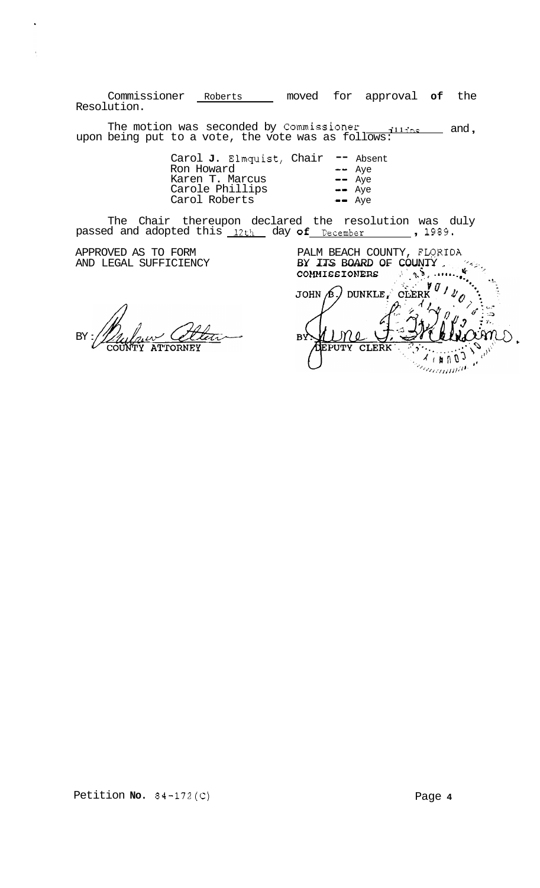Commissioner Roberts moved for approval of the Resolution.

The motion was seconded by Commissioner Phillips and, upon being put to a vote, the vote was as follows:

| | |
|---|---|
| Carol J. Elmquist, Chair | -- Absent |
| Ron Howard | -- Aye |
| Karen T. Marcus | -- Aye |
| Carole Phillips | -- Aye |
| Carol Roberts | -- Aye |

The Chair thereupon declared the resolution was duly passed and adopted this 12th day of December, 1989.

APPROVED AS TO FORM
AND LEGAL SUFFICIENCY

BY: 
COUNTY ATTORNEY

PALM BEACH COUNTY, FLORIDA
BY ITS BOARD OF COUNTY COMMISSIONERS

JOHN B. DUNKLE, CLERK

BY: 
DEPUTY CLERK

Petition No. 84-172(C)